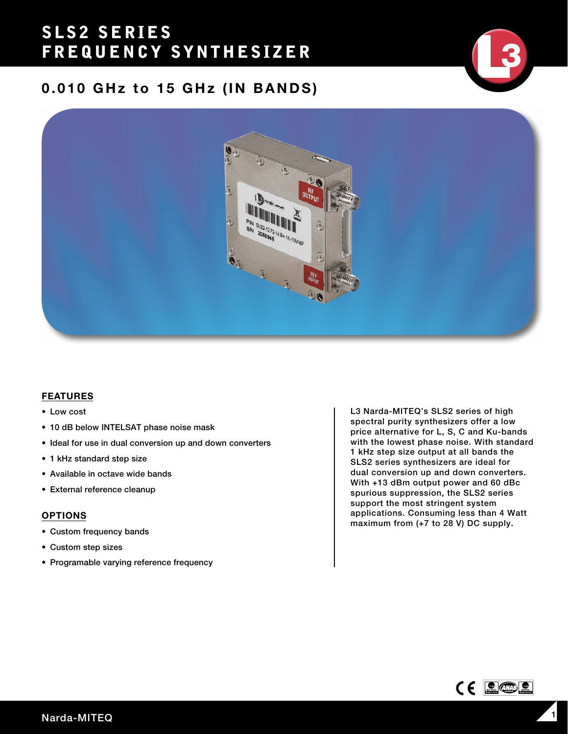# SLS2 SERIES FREQUENCY SYNTHESIZER

## 0.010 GHz to 15 GHz (IN BANDS)

### FEATURES

- Low cost
- 10 dB below INTELSAT phase noise mask
- Ideal for use in dual conversion up and down converters
- 1 kHz standard step size
- Available in octave wide bands
- External reference cleanup

### OPTIONS

- Custom frequency bands
- Custom step sizes
- Programable varying reference frequency

L3 Narda-MITEQ's SLS2 series of high spectral purity synthesizers offer a low price alternative for L, S, C and Ku-bands with the lowest phase noise. With standard 1 kHz step size output at all bands the SLS2 series synthesizers are ideal for dual conversion up and down converters. With +13 dBm output power and 60 dBc spurious suppression, the SLS2 series support the most stringent system applications. Consuming less than 4 Watt maximum from (+7 to 28 V) DC supply.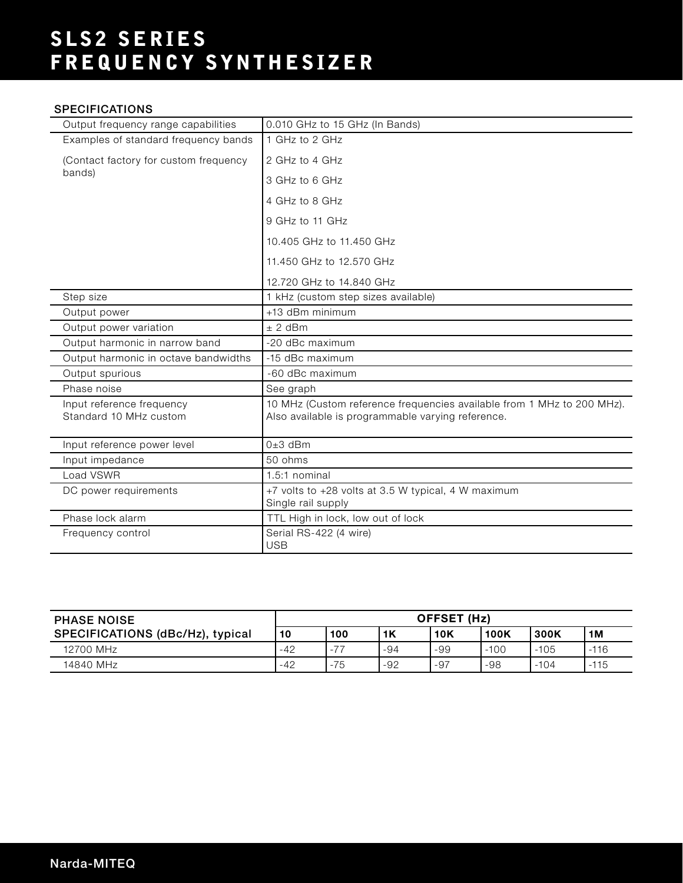# SLS2 SERIES FREQUENCY SYNTHESIZER

## SPECIFICATIONS

| | |
|---|---|
| Output frequency range capabilities | 0.010 GHz to 15 GHz (In Bands) |
| Examples of standard frequency bands<br><br>(Contact factory for custom frequency bands) | 1 GHz to 2 GHz<br>2 GHz to 4 GHz<br>3 GHz to 6 GHz<br>4 GHz to 8 GHz<br>9 GHz to 11 GHz<br>10.405 GHz to 11.450 GHz<br>11.450 GHz to 12.570 GHz<br>12.720 GHz to 14.840 GHz |
| Step size | 1 kHz (custom step sizes available) |
| Output power | +13 dBm minimum |
| Output power variation | ± 2 dBm |
| Output harmonic in narrow band | -20 dBc maximum |
| Output harmonic in octave bandwidths | -15 dBc maximum |
| Output spurious | -60 dBc maximum |
| Phase noise | See graph |
| Input reference frequency<br>Standard 10 MHz custom | 10 MHz (Custom reference frequencies available from 1 MHz to 200 MHz).<br>Also available is programmable varying reference. |
| Input reference power level | 0±3 dBm |
| Input impedance | 50 ohms |
| Load VSWR | 1.5:1 nominal |
| DC power requirements | +7 volts to +28 volts at 3.5 W typical, 4 W maximum<br>Single rail supply |
| Phase lock alarm | TTL High in lock, low out of lock |
| Frequency control | Serial RS-422 (4 wire)<br>USB |

| PHASE NOISE SPECIFICATIONS (dBc/Hz), typical | OFFSET (Hz) | | | | | | |
|---|---|---|---|---|---|---|---|
| | **10** | **100** | **1K** | **10K** | **100K** | **300K** | **1M** |
| 12700 MHz | -42 | -77 | -94 | -99 | -100 | -105 | -116 |
| 14840 MHz | -42 | -75 | -92 | -97 | -98 | -104 | -115 |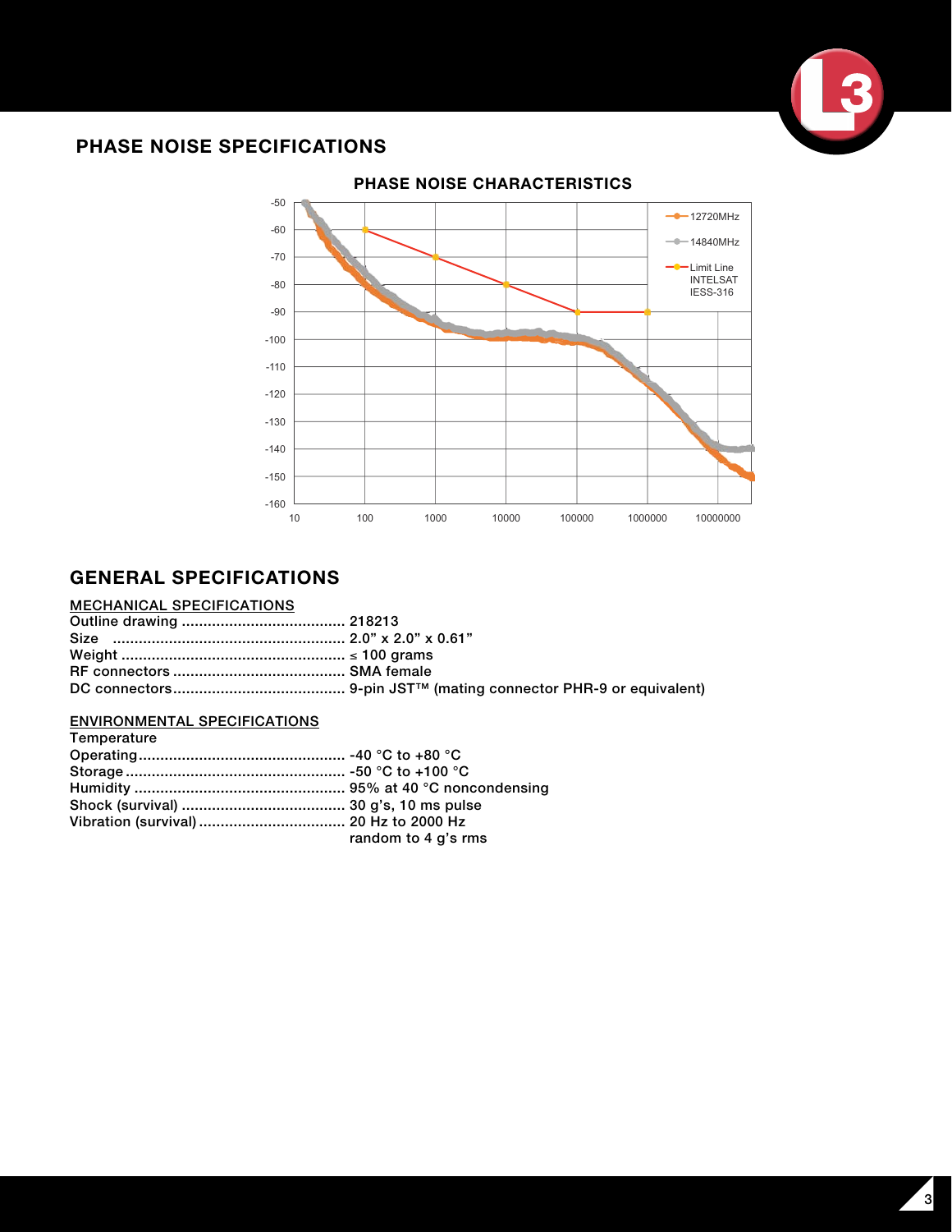## PHASE NOISE SPECIFICATIONS

**PHASE NOISE CHARACTERISTICS**

## GENERAL SPECIFICATIONS

### MECHANICAL SPECIFICATIONS

| | |
|---|---|
| Outline drawing | 218213 |
| Size | 2.0” x 2.0” x 0.61” |
| Weight | ≤ 100 grams |
| RF connectors | SMA female |
| DC connectors | 9-pin JST™ (mating connector PHR-9 or equivalent) |

### ENVIRONMENTAL SPECIFICATIONS

| | |
|---|---|
| Temperature | |
| Operating | -40 °C to +80 °C |
| Storage | -50 °C to +100 °C |
| Humidity | 95% at 40 °C noncondensing |
| Shock (survival) | 30 g’s, 10 ms pulse |
| Vibration (survival) | 20 Hz to 2000 Hz<br>random to 4 g’s rms |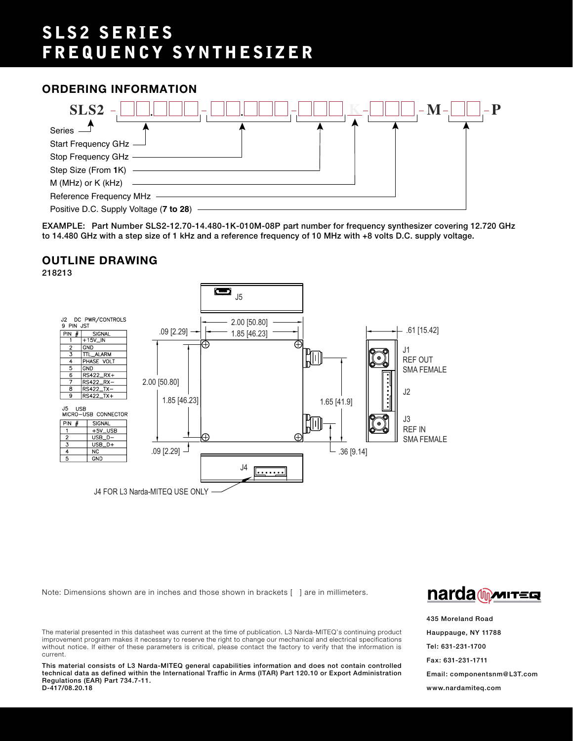# SLS2 SERIES FREQUENCY SYNTHESIZER

## ORDERING INFORMATION

SLS2 - __.___ - __.___ - ___ K - ___ - M - __ - P

Series

Start Frequency GHz

Stop Frequency GHz

Step Size (From **1**K)

M (MHz) or K (kHz)

Reference Frequency MHz

Positive D.C. Supply Voltage (**7 to 28**)

**EXAMPLE: Part Number SLS2-12.70-14.480-1K-010M-08P part number for frequency synthesizer covering 12.720 GHz to 14.480 GHz with a step size of 1 kHz and a reference frequency of 10 MHz with +8 volts D.C. supply voltage.**

## OUTLINE DRAWING

218213

J2 DC PWR/CONTROLS
9 PIN JST

| PIN # | SIGNAL |
|---|---|
| 1 | +15V_IN |
| 2 | GND |
| 3 | TTL_ALARM |
| 4 | PHASE VOLT |
| 5 | GND |
| 6 | RS422_RX+ |
| 7 | RS422_RX− |
| 8 | RS422_TX− |
| 9 | RS422_TX+ |

J5 USB
MICRO-USB CONNECTOR

| PIN # | SIGNAL |
|---|---|
| 1 | +5V_USB |
| 2 | USB_D− |
| 3 | USB_D+ |
| 4 | NC |
| 5 | GND |

J5

2.00 [50.80]

1.85 [46.23]

.09 [2.29]

2.00 [50.80]

1.85 [46.23]

1.65 [41.9]

.09 [2.29]

.36 [9.14]

.61 [15.42]

J1
REF OUT
SMA FEMALE

J2

J3
REF IN
SMA FEMALE

J4

J4 FOR L3 Narda-MITEQ USE ONLY

Note: Dimensions shown are in inches and those shown in brackets [ ] are in millimeters.

The material presented in this datasheet was current at the time of publication. L3 Narda-MITEQ's continuing product improvement program makes it necessary to reserve the right to change our mechanical and electrical specifications without notice. If either of these parameters is critical, please contact the factory to verify that the information is current.

**This material consists of L3 Narda-MITEQ general capabilities information and does not contain controlled technical data as defined within the International Traffic in Arms (ITAR) Part 120.10 or Export Administration Regulations (EAR) Part 734.7-11.**
**D-417/08.20.18**

narda MITEQ

435 Moreland Road
Hauppauge, NY 11788
Tel: 631-231-1700
Fax: 631-231-1711
Email: componentsnm@L3T.com
www.nardamiteq.com